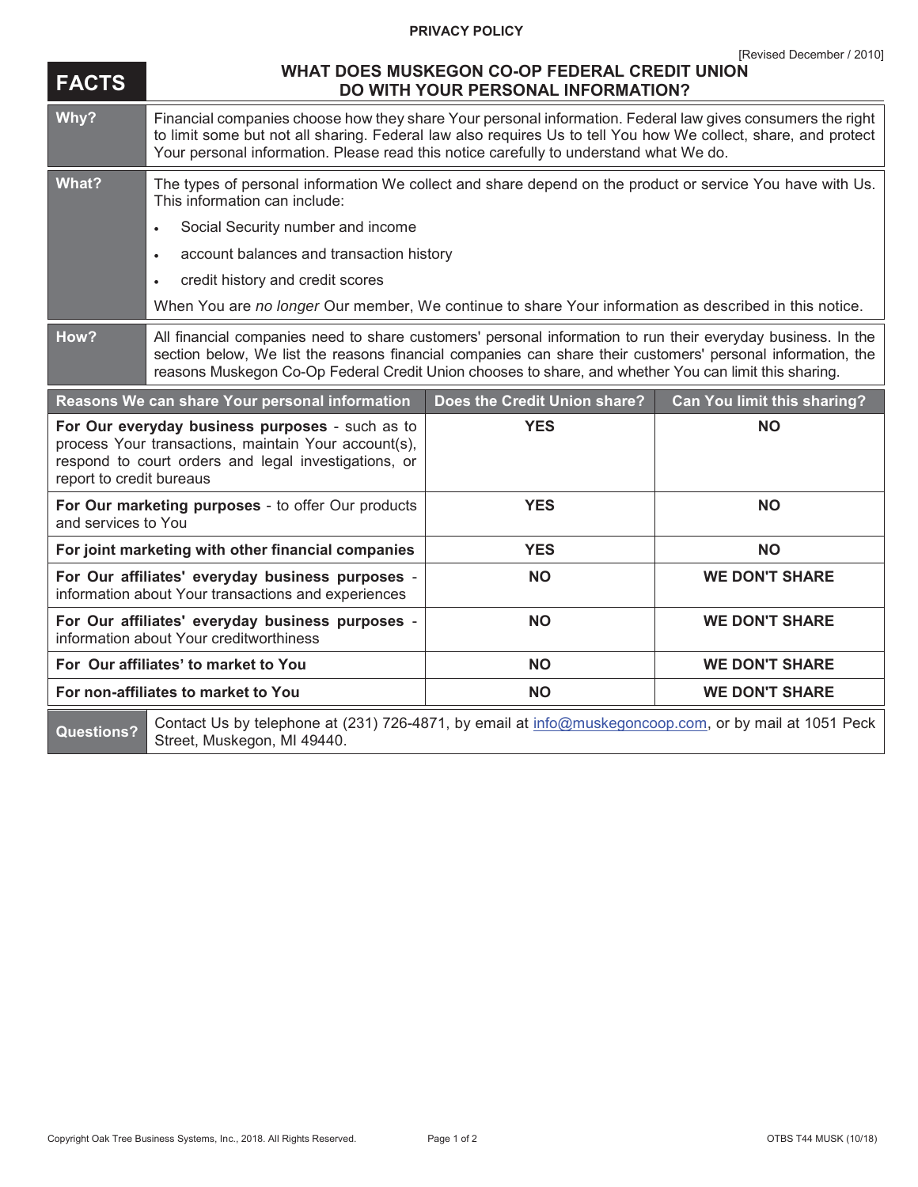# PRIVACY POLICY

[Revised December / 2010]

## FACTS — WHAT DOES MUSKEGON CO-OP FEDERAL CREDIT UNION DO WITH YOUR PERSONAL INFORMATION?

| | |
|---|---|
| **Why?** | Financial companies choose how they share Your personal information. Federal law gives consumers the right to limit some but not all sharing. Federal law also requires Us to tell You how We collect, share, and protect Your personal information. Please read this notice carefully to understand what We do. |
| **What?** | The types of personal information We collect and share depend on the product or service You have with Us. This information can include:<br>• Social Security number and income<br>• account balances and transaction history<br>• credit history and credit scores<br>When You are *no longer* Our member, We continue to share Your information as described in this notice. |
| **How?** | All financial companies need to share customers' personal information to run their everyday business. In the section below, We list the reasons financial companies can share their customers' personal information, the reasons Muskegon Co-Op Federal Credit Union chooses to share, and whether You can limit this sharing. |

| Reasons We can share Your personal information | Does the Credit Union share? | Can You limit this sharing? |
|---|---|---|
| **For Our everyday business purposes** - such as to process Your transactions, maintain Your account(s), respond to court orders and legal investigations, or report to credit bureaus | **YES** | **NO** |
| **For Our marketing purposes** - to offer Our products and services to You | **YES** | **NO** |
| **For joint marketing with other financial companies** | **YES** | **NO** |
| **For Our affiliates' everyday business purposes** - information about Your transactions and experiences | **NO** | **WE DON'T SHARE** |
| **For Our affiliates' everyday business purposes** - information about Your creditworthiness | **NO** | **WE DON'T SHARE** |
| **For Our affiliates' to market to You** | **NO** | **WE DON'T SHARE** |
| **For non-affiliates to market to You** | **NO** | **WE DON'T SHARE** |

| | |
|---|---|
| **Questions?** | Contact Us by telephone at (231) 726-4871, by email at info@muskegoncoop.com, or by mail at 1051 Peck Street, Muskegon, MI 49440. |

Copyright Oak Tree Business Systems, Inc., 2018. All Rights Reserved. OTBS T44 MUSK (10/18)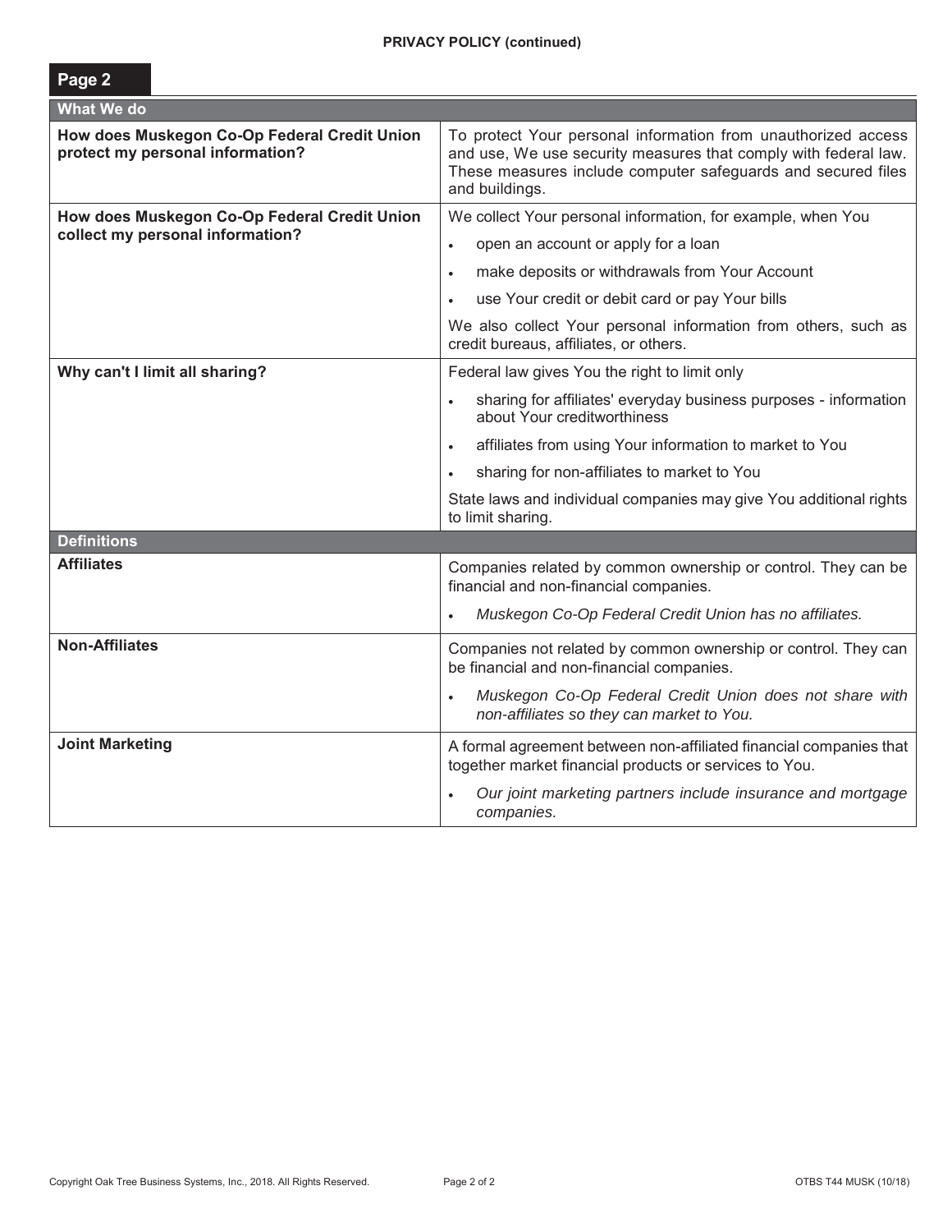**PRIVACY POLICY (continued)**

## Page 2

| What We do | |
|---|---|
| **How does Muskegon Co-Op Federal Credit Union protect my personal information?** | To protect Your personal information from unauthorized access and use, We use security measures that comply with federal law. These measures include computer safeguards and secured files and buildings. |
| **How does Muskegon Co-Op Federal Credit Union collect my personal information?** | We collect Your personal information, for example, when You<br>• open an account or apply for a loan<br>• make deposits or withdrawals from Your Account<br>• use Your credit or debit card or pay Your bills<br>We also collect Your personal information from others, such as credit bureaus, affiliates, or others. |
| **Why can't I limit all sharing?** | Federal law gives You the right to limit only<br>• sharing for affiliates' everyday business purposes - information about Your creditworthiness<br>• affiliates from using Your information to market to You<br>• sharing for non-affiliates to market to You<br>State laws and individual companies may give You additional rights to limit sharing. |

| Definitions | |
|---|---|
| **Affiliates** | Companies related by common ownership or control. They can be financial and non-financial companies.<br>• *Muskegon Co-Op Federal Credit Union has no affiliates.* |
| **Non-Affiliates** | Companies not related by common ownership or control. They can be financial and non-financial companies.<br>• *Muskegon Co-Op Federal Credit Union does not share with non-affiliates so they can market to You.* |
| **Joint Marketing** | A formal agreement between non-affiliated financial companies that together market financial products or services to You.<br>• *Our joint marketing partners include insurance and mortgage companies.* |

Copyright Oak Tree Business Systems, Inc., 2018. All Rights Reserved. OTBS T44 MUSK (10/18)